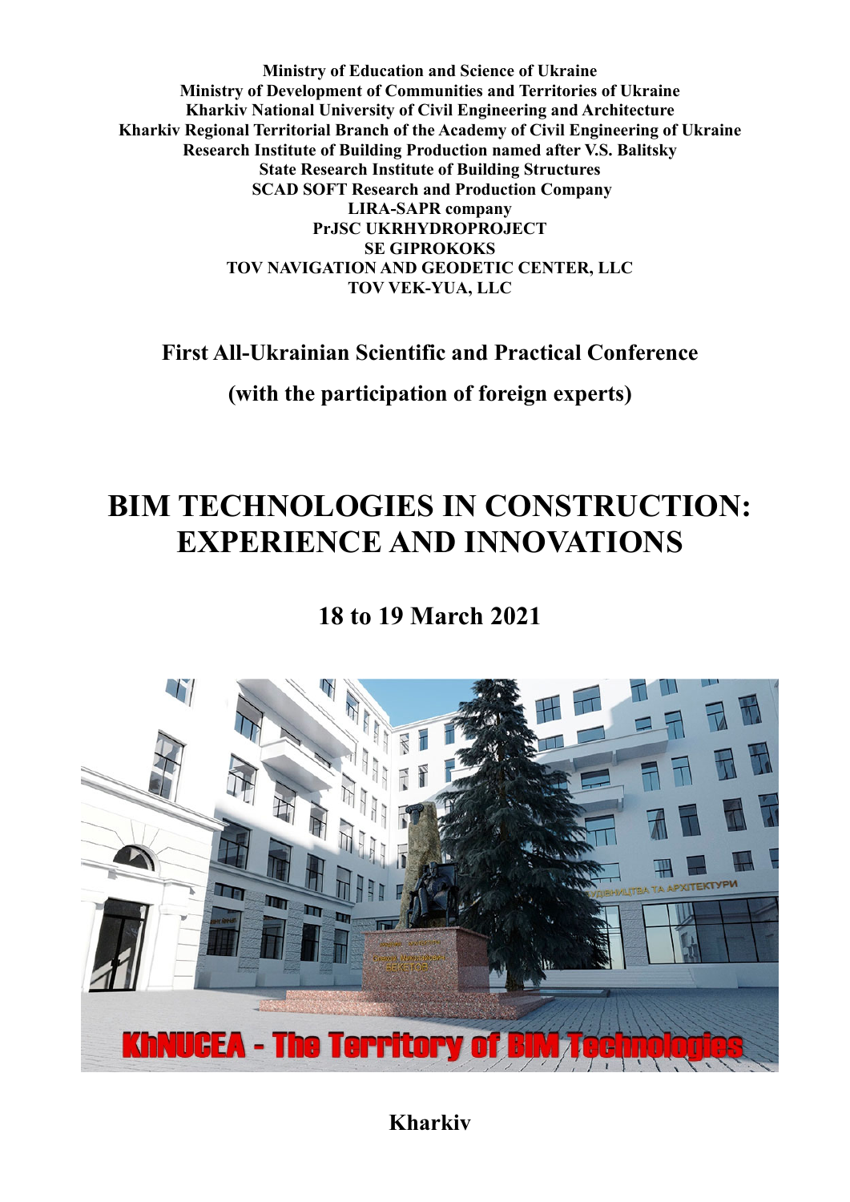**Ministry of Education and Science of Ukraine**
**Ministry of Development of Communities and Territories of Ukraine**
**Kharkiv National University of Civil Engineering and Architecture**
**Kharkiv Regional Territorial Branch of the Academy of Civil Engineering of Ukraine**
**Research Institute of Building Production named after V.S. Balitsky**
**State Research Institute of Building Structures**
**SCAD SOFT Research and Production Company**
**LIRA-SAPR company**
**PrJSC UKRHYDROPROJECT**
**SE GIPROKOKS**
**TOV NAVIGATION AND GEODETIC CENTER, LLC**
**TOV VEK-YUA, LLC**

## First All-Ukrainian Scientific and Practical Conference

## (with the participation of foreign experts)

# BIM TECHNOLOGIES IN CONSTRUCTION: EXPERIENCE AND INNOVATIONS

## 18 to 19 March 2021

**Kharkiv**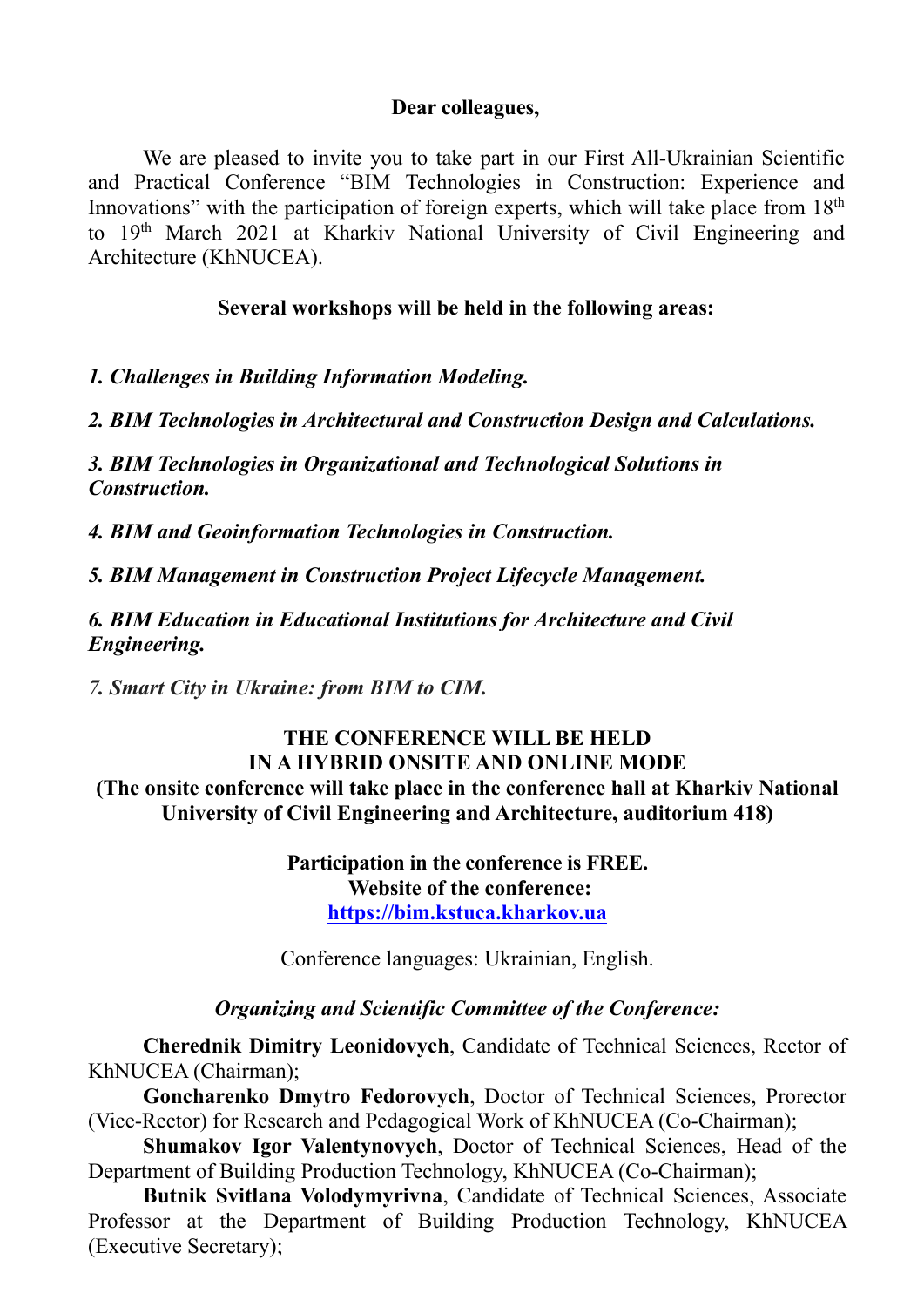**Dear colleagues,**

We are pleased to invite you to take part in our First All-Ukrainian Scientific and Practical Conference "BIM Technologies in Construction: Experience and Innovations" with the participation of foreign experts, which will take place from 18th to 19th March 2021 at Kharkiv National University of Civil Engineering and Architecture (KhNUCEA).

**Several workshops will be held in the following areas:**

***1. Challenges in Building Information Modeling.***

***2. BIM Technologies in Architectural and Construction Design and Calculations.***

***3. BIM Technologies in Organizational and Technological Solutions in Construction.***

***4. BIM and Geoinformation Technologies in Construction.***

***5. BIM Management in Construction Project Lifecycle Management.***

***6. BIM Education in Educational Institutions for Architecture and Civil Engineering.***

***7. Smart City in Ukraine: from BIM to CIM.***

**THE CONFERENCE WILL BE HELD IN A HYBRID ONSITE AND ONLINE MODE**
**(The onsite conference will take place in the conference hall at Kharkiv National University of Civil Engineering and Architecture, auditorium 418)**

**Participation in the conference is FREE.**
**Website of the conference:**
**https://bim.kstuca.kharkov.ua**

Conference languages: Ukrainian, English.

*Organizing and Scientific Committee of the Conference:*

**Cherednik Dimitry Leonidovych**, Candidate of Technical Sciences, Rector of KhNUCEA (Chairman);

**Goncharenko Dmytro Fedorovych**, Doctor of Technical Sciences, Prorector (Vice-Rector) for Research and Pedagogical Work of KhNUCEA (Co-Chairman);

**Shumakov Igor Valentynovych**, Doctor of Technical Sciences, Head of the Department of Building Production Technology, KhNUCEA (Co-Chairman);

**Butnik Svitlana Volodymyrivna**, Candidate of Technical Sciences, Associate Professor at the Department of Building Production Technology, KhNUCEA (Executive Secretary);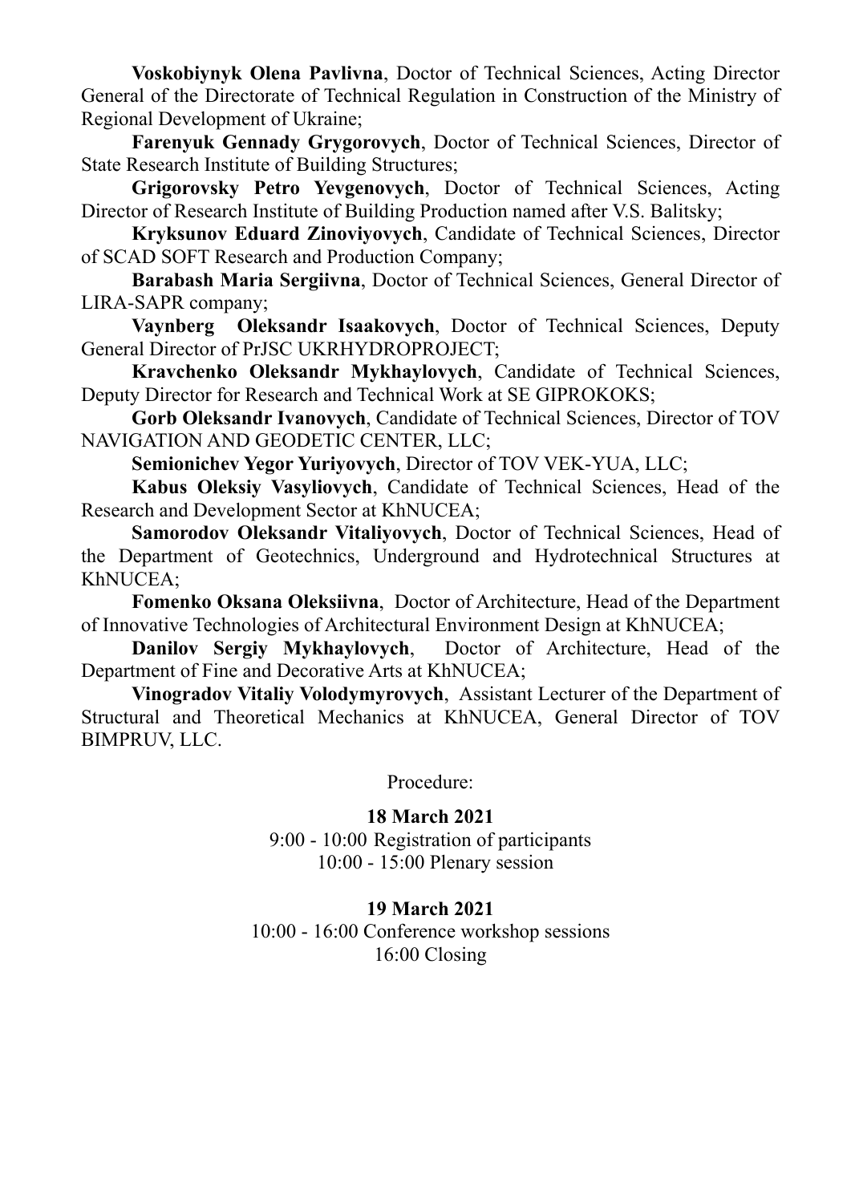**Voskobiynyk Olena Pavlivna**, Doctor of Technical Sciences, Acting Director General of the Directorate of Technical Regulation in Construction of the Ministry of Regional Development of Ukraine;

**Farenyuk Gennady Grygorovych**, Doctor of Technical Sciences, Director of State Research Institute of Building Structures;

**Grigorovsky Petro Yevgenovych**, Doctor of Technical Sciences, Acting Director of Research Institute of Building Production named after V.S. Balitsky;

**Kryksunov Eduard Zinoviyovych**, Candidate of Technical Sciences, Director of SCAD SOFT Research and Production Company;

**Barabash Maria Sergiivna**, Doctor of Technical Sciences, General Director of LIRA-SAPR company;

**Vaynberg Oleksandr Isaakovych**, Doctor of Technical Sciences, Deputy General Director of PrJSC UKRHYDROPROJECT;

**Kravchenko Oleksandr Mykhaylovych**, Candidate of Technical Sciences, Deputy Director for Research and Technical Work at SE GIPROKOKS;

**Gorb Oleksandr Ivanovych**, Candidate of Technical Sciences, Director of TOV NAVIGATION AND GEODETIC CENTER, LLC;

**Semionichev Yegor Yuriyovych**, Director of TOV VEK-YUA, LLC;

**Kabus Oleksiy Vasyliovych**, Candidate of Technical Sciences, Head of the Research and Development Sector at KhNUCEA;

**Samorodov Oleksandr Vitaliyovych**, Doctor of Technical Sciences, Head of the Department of Geotechnics, Underground and Hydrotechnical Structures at KhNUCEA;

**Fomenko Oksana Oleksiivna**, Doctor of Architecture, Head of the Department of Innovative Technologies of Architectural Environment Design at KhNUCEA;

**Danilov Sergiy Mykhaylovych**, Doctor of Architecture, Head of the Department of Fine and Decorative Arts at KhNUCEA;

**Vinogradov Vitaliy Volodymyrovych**, Assistant Lecturer of the Department of Structural and Theoretical Mechanics at KhNUCEA, General Director of TOV BIMPRUV, LLC.

Procedure:

**18 March 2021**

9:00 - 10:00 Registration of participants

10:00 - 15:00 Plenary session

**19 March 2021**

10:00 - 16:00 Conference workshop sessions

16:00 Closing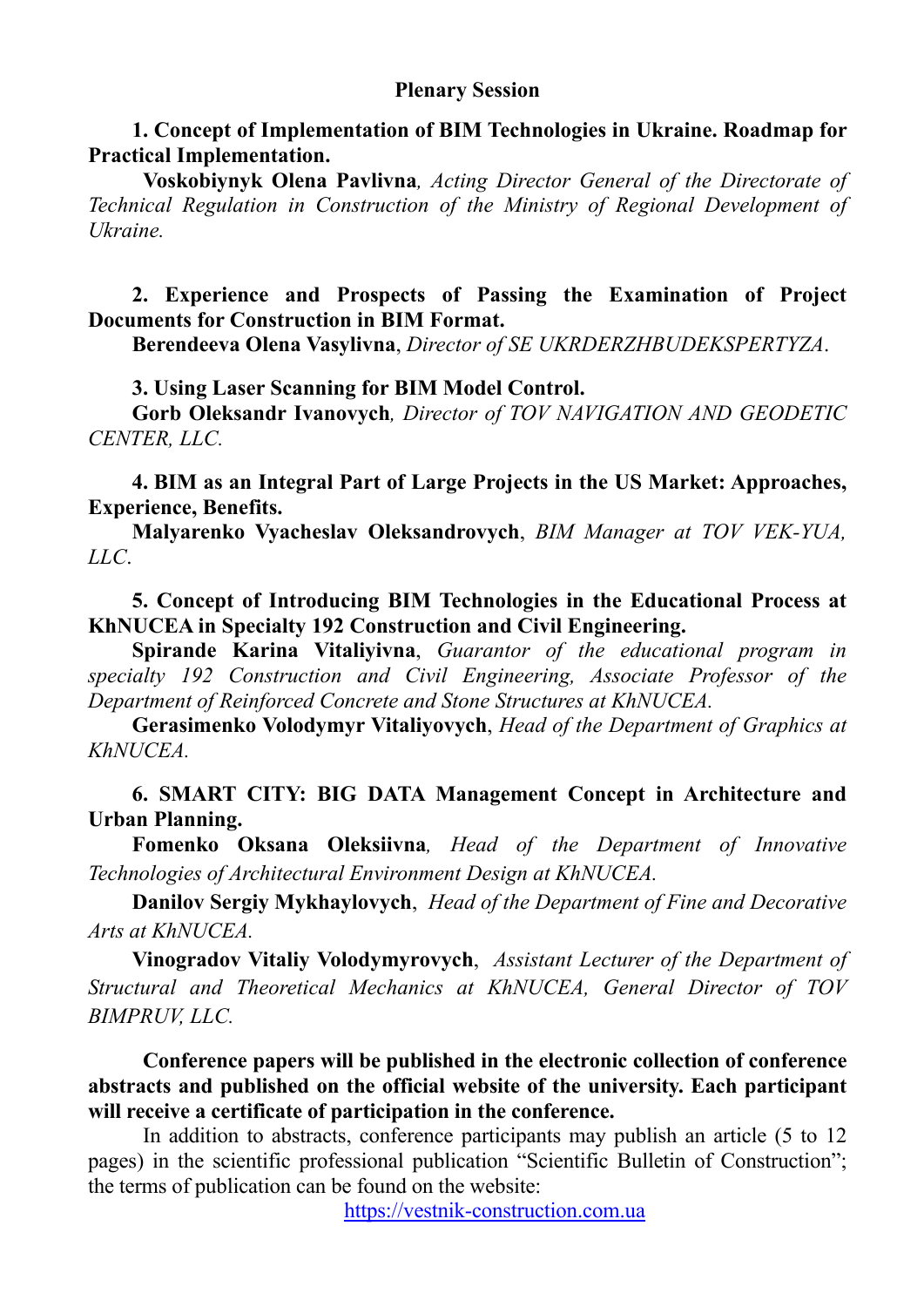## Plenary Session

**1. Concept of Implementation of BIM Technologies in Ukraine. Roadmap for Practical Implementation.**

**Voskobiynyk Olena Pavlivna***, Acting Director General of the Directorate of Technical Regulation in Construction of the Ministry of Regional Development of Ukraine.*

**2. Experience and Prospects of Passing the Examination of Project Documents for Construction in BIM Format.**

**Berendeeva Olena Vasylivna**, *Director of SE UKRDERZHBUDEKSPERTYZA*.

**3. Using Laser Scanning for BIM Model Control.**

**Gorb Oleksandr Ivanovych***, Director of TOV NAVIGATION AND GEODETIC CENTER, LLC.*

**4. BIM as an Integral Part of Large Projects in the US Market: Approaches, Experience, Benefits.**

**Malyarenko Vyacheslav Oleksandrovych**, *BIM Manager at TOV VEK-YUA, LLC*.

**5. Concept of Introducing BIM Technologies in the Educational Process at KhNUCEA in Specialty 192 Construction and Civil Engineering.**

**Spirande Karina Vitaliyivna**, *Guarantor of the educational program in specialty 192 Construction and Civil Engineering, Associate Professor of the Department of Reinforced Concrete and Stone Structures at KhNUCEA.*

**Gerasimenko Volodymyr Vitaliyovych**, *Head of the Department of Graphics at KhNUCEA.*

**6. SMART CITY: BIG DATA Management Concept in Architecture and Urban Planning.**

**Fomenko Oksana Oleksiivna***, Head of the Department of Innovative Technologies of Architectural Environment Design at KhNUCEA.*

**Danilov Sergiy Mykhaylovych**, *Head of the Department of Fine and Decorative Arts at KhNUCEA.*

**Vinogradov Vitaliy Volodymyrovych**, *Assistant Lecturer of the Department of Structural and Theoretical Mechanics at KhNUCEA, General Director of TOV BIMPRUV, LLC.*

**Conference papers will be published in the electronic collection of conference abstracts and published on the official website of the university. Each participant will receive a certificate of participation in the conference.**

In addition to abstracts, conference participants may publish an article (5 to 12 pages) in the scientific professional publication "Scientific Bulletin of Construction"; the terms of publication can be found on the website:

https://vestnik-construction.com.ua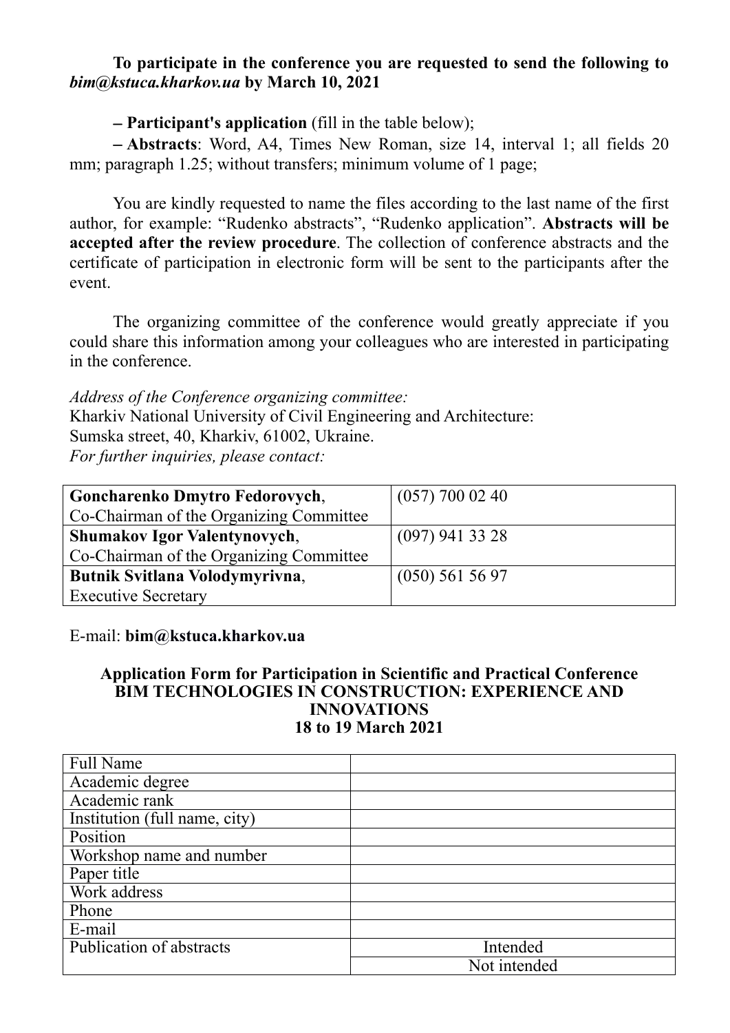**To participate in the conference you are requested to send the following to *bim@kstuca.kharkov.ua* by March 10, 2021**

**– Participant's application** (fill in the table below);

**– Abstracts**: Word, A4, Times New Roman, size 14, interval 1; all fields 20 mm; paragraph 1.25; without transfers; minimum volume of 1 page;

You are kindly requested to name the files according to the last name of the first author, for example: "Rudenko abstracts", "Rudenko application". **Abstracts will be accepted after the review procedure**. The collection of conference abstracts and the certificate of participation in electronic form will be sent to the participants after the event.

The organizing committee of the conference would greatly appreciate if you could share this information among your colleagues who are interested in participating in the conference.

*Address of the Conference organizing committee:*
Kharkiv National University of Civil Engineering and Architecture:
Sumska street, 40, Kharkiv, 61002, Ukraine.
*For further inquiries, please contact:*

| | |
|---|---|
| **Goncharenko Dmytro Fedorovych**, Co-Chairman of the Organizing Committee | (057) 700 02 40 |
| **Shumakov Igor Valentynovych**, Co-Chairman of the Organizing Committee | (097) 941 33 28 |
| **Butnik Svitlana Volodymyrivna**, Executive Secretary | (050) 561 56 97 |

E-mail: **bim@kstuca.kharkov.ua**

**Application Form for Participation in Scientific and Practical Conference**
**BIM TECHNOLOGIES IN CONSTRUCTION: EXPERIENCE AND INNOVATIONS**
**18 to 19 March 2021**

| | |
|---|---|
| Full Name | |
| Academic degree | |
| Academic rank | |
| Institution (full name, city) | |
| Position | |
| Workshop name and number | |
| Paper title | |
| Work address | |
| Phone | |
| E-mail | |
| Publication of abstracts | Intended |
| | Not intended |